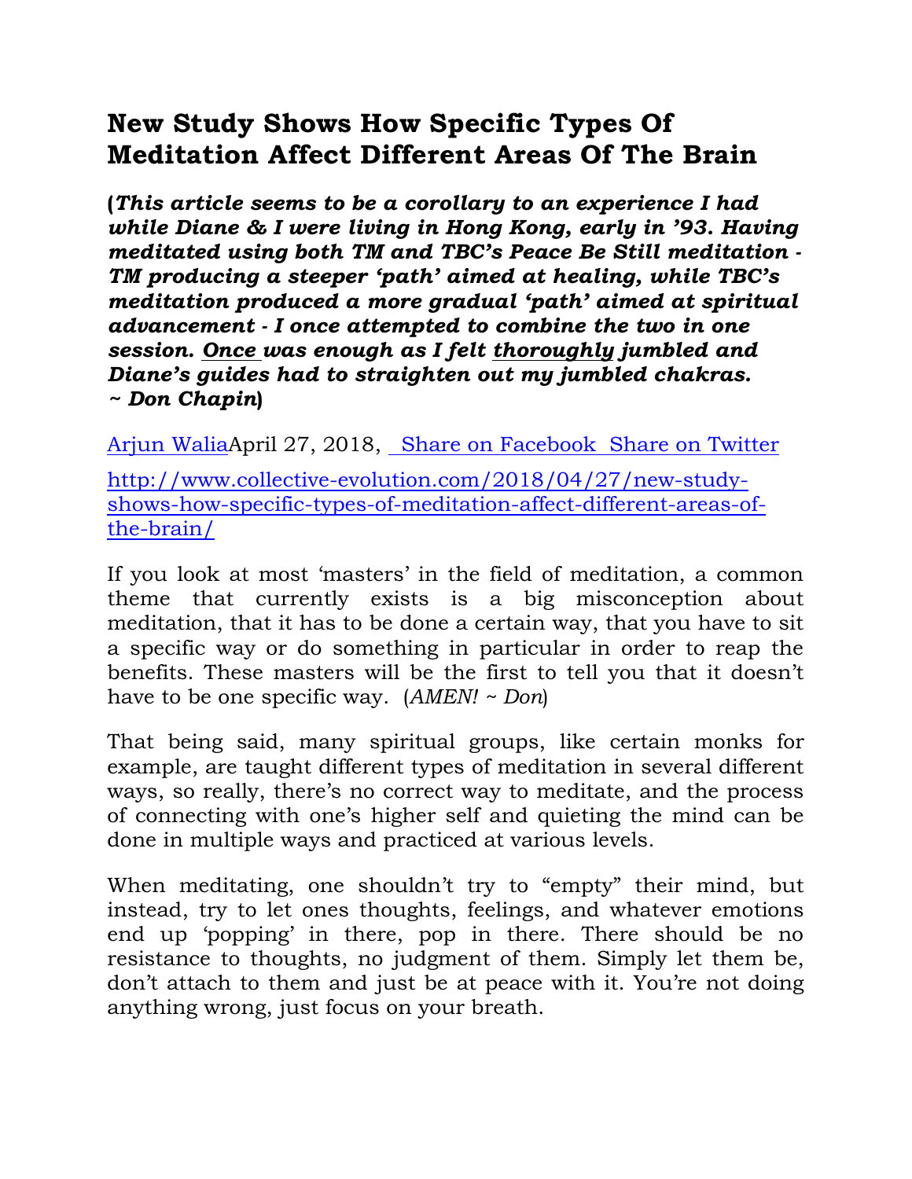# New Study Shows How Specific Types Of Meditation Affect Different Areas Of The Brain

**(*This article seems to be a corollary to an experience I had while Diane & I were living in Hong Kong, early in '93. Having meditated using both TM and TBC's Peace Be Still meditation - TM producing a steeper 'path' aimed at healing, while TBC's meditation produced a more gradual 'path' aimed at spiritual advancement - I once attempted to combine the two in one session. <u>Once</u> was enough as I felt <u>thoroughly</u> jumbled and Diane's guides had to straighten out my jumbled chakras. ~ Don Chapin*)**

[Arjun Walia](#)April 27, 2018, [ Share on Facebook](#) [Share on Twitter](#)

[http://www.collective-evolution.com/2018/04/27/new-study-shows-how-specific-types-of-meditation-affect-different-areas-of-the-brain/](http://www.collective-evolution.com/2018/04/27/new-study-shows-how-specific-types-of-meditation-affect-different-areas-of-the-brain/)

If you look at most 'masters' in the field of meditation, a common theme that currently exists is a big misconception about meditation, that it has to be done a certain way, that you have to sit a specific way or do something in particular in order to reap the benefits. These masters will be the first to tell you that it doesn't have to be one specific way. (*AMEN! ~ Don*)

That being said, many spiritual groups, like certain monks for example, are taught different types of meditation in several different ways, so really, there's no correct way to meditate, and the process of connecting with one's higher self and quieting the mind can be done in multiple ways and practiced at various levels.

When meditating, one shouldn't try to "empty" their mind, but instead, try to let ones thoughts, feelings, and whatever emotions end up 'popping' in there, pop in there. There should be no resistance to thoughts, no judgment of them. Simply let them be, don't attach to them and just be at peace with it. You're not doing anything wrong, just focus on your breath.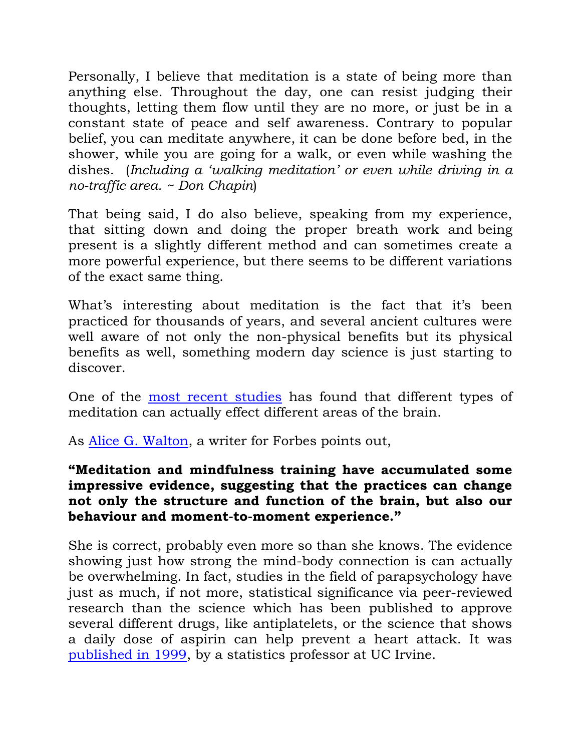Personally, I believe that meditation is a state of being more than anything else. Throughout the day, one can resist judging their thoughts, letting them flow until they are no more, or just be in a constant state of peace and self awareness. Contrary to popular belief, you can meditate anywhere, it can be done before bed, in the shower, while you are going for a walk, or even while washing the dishes. (*Including a 'walking meditation' or even while driving in a no-traffic area. ~ Don Chapin*)

That being said, I do also believe, speaking from my experience, that sitting down and doing the proper breath work and being present is a slightly different method and can sometimes create a more powerful experience, but there seems to be different variations of the exact same thing.

What's interesting about meditation is the fact that it's been practiced for thousands of years, and several ancient cultures were well aware of not only the non-physical benefits but its physical benefits as well, something modern day science is just starting to discover.

One of the [most recent studies](#) has found that different types of meditation can actually effect different areas of the brain.

As [Alice G. Walton](#), a writer for Forbes points out,

**"Meditation and mindfulness training have accumulated some impressive evidence, suggesting that the practices can change not only the structure and function of the brain, but also our behaviour and moment-to-moment experience."**

She is correct, probably even more so than she knows. The evidence showing just how strong the mind-body connection is can actually be overwhelming. In fact, studies in the field of parapsychology have just as much, if not more, statistical significance via peer-reviewed research than the science which has been published to approve several different drugs, like antiplatelets, or the science that shows a daily dose of aspirin can help prevent a heart attack. It was [published in 1999](#), by a statistics professor at UC Irvine.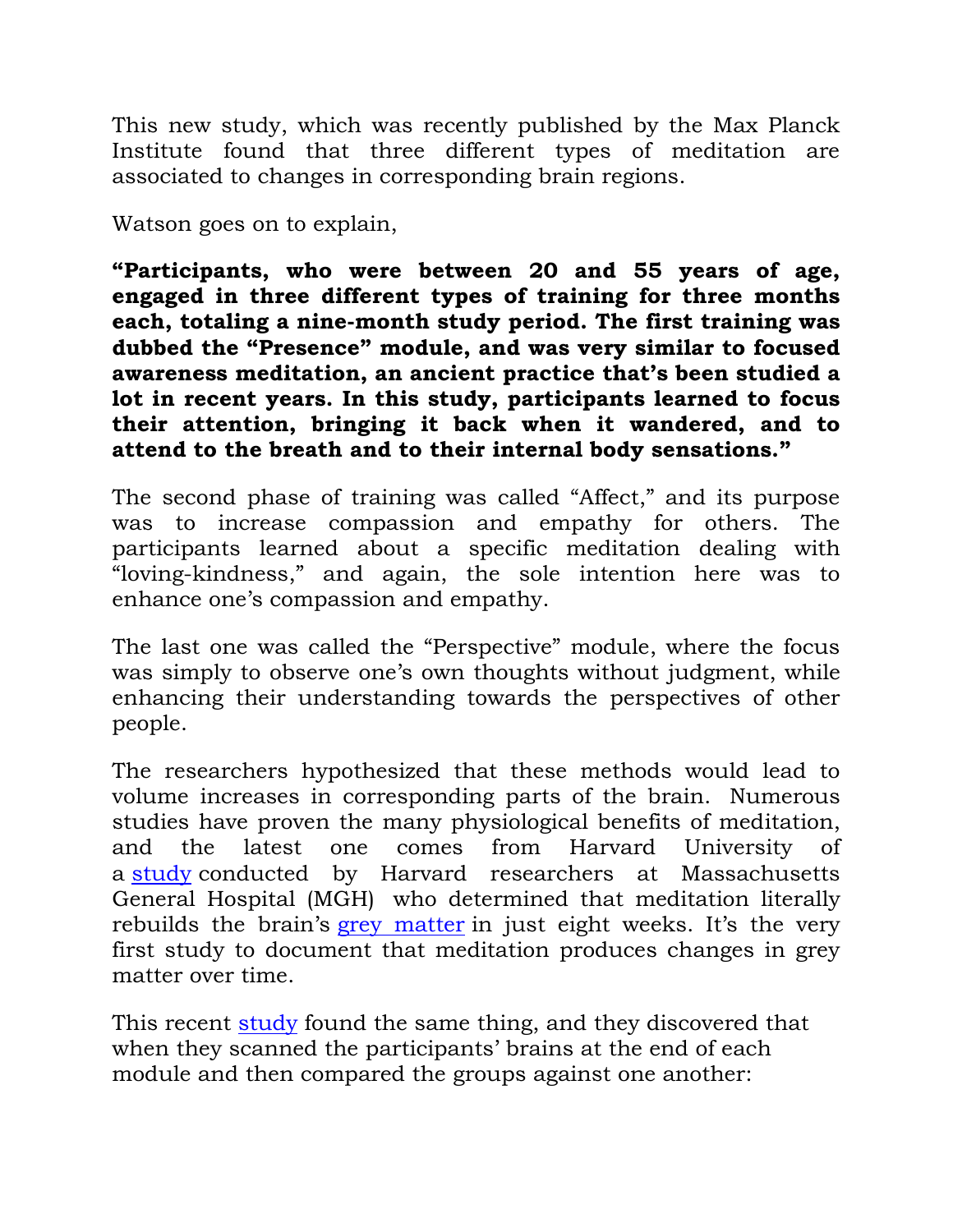This new study, which was recently published by the Max Planck Institute found that three different types of meditation are associated to changes in corresponding brain regions.

Watson goes on to explain,

**"Participants, who were between 20 and 55 years of age, engaged in three different types of training for three months each, totaling a nine-month study period. The first training was dubbed the "Presence" module, and was very similar to focused awareness meditation, an ancient practice that's been studied a lot in recent years. In this study, participants learned to focus their attention, bringing it back when it wandered, and to attend to the breath and to their internal body sensations."**

The second phase of training was called "Affect," and its purpose was to increase compassion and empathy for others. The participants learned about a specific meditation dealing with "loving-kindness," and again, the sole intention here was to enhance one's compassion and empathy.

The last one was called the "Perspective" module, where the focus was simply to observe one's own thoughts without judgment, while enhancing their understanding towards the perspectives of other people.

The researchers hypothesized that these methods would lead to volume increases in corresponding parts of the brain. Numerous studies have proven the many physiological benefits of meditation, and the latest one comes from Harvard University of a study conducted by Harvard researchers at Massachusetts General Hospital (MGH) who determined that meditation literally rebuilds the brain's grey matter in just eight weeks. It's the very first study to document that meditation produces changes in grey matter over time.

This recent study found the same thing, and they discovered that when they scanned the participants' brains at the end of each module and then compared the groups against one another: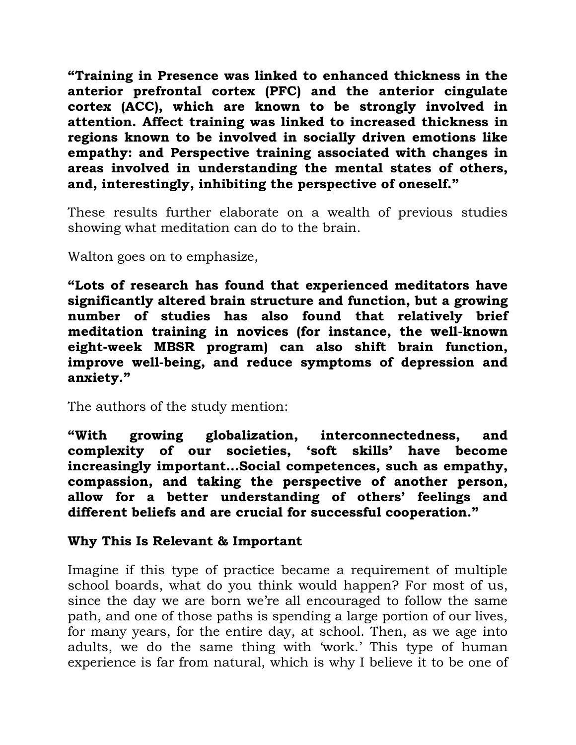**“Training in Presence was linked to enhanced thickness in the anterior prefrontal cortex (PFC) and the anterior cingulate cortex (ACC), which are known to be strongly involved in attention. Affect training was linked to increased thickness in regions known to be involved in socially driven emotions like empathy: and Perspective training associated with changes in areas involved in understanding the mental states of others, and, interestingly, inhibiting the perspective of oneself.”**

These results further elaborate on a wealth of previous studies showing what meditation can do to the brain.

Walton goes on to emphasize,

**“Lots of research has found that experienced meditators have significantly altered brain structure and function, but a growing number of studies has also found that relatively brief meditation training in novices (for instance, the well-known eight-week MBSR program) can also shift brain function, improve well-being, and reduce symptoms of depression and anxiety.”**

The authors of the study mention:

**“With growing globalization, interconnectedness, and complexity of our societies, ‘soft skills’ have become increasingly important…Social competences, such as empathy, compassion, and taking the perspective of another person, allow for a better understanding of others’ feelings and different beliefs and are crucial for successful cooperation.”**

### Why This Is Relevant & Important

Imagine if this type of practice became a requirement of multiple school boards, what do you think would happen? For most of us, since the day we are born we’re all encouraged to follow the same path, and one of those paths is spending a large portion of our lives, for many years, for the entire day, at school. Then, as we age into adults, we do the same thing with ‘work.’ This type of human experience is far from natural, which is why I believe it to be one of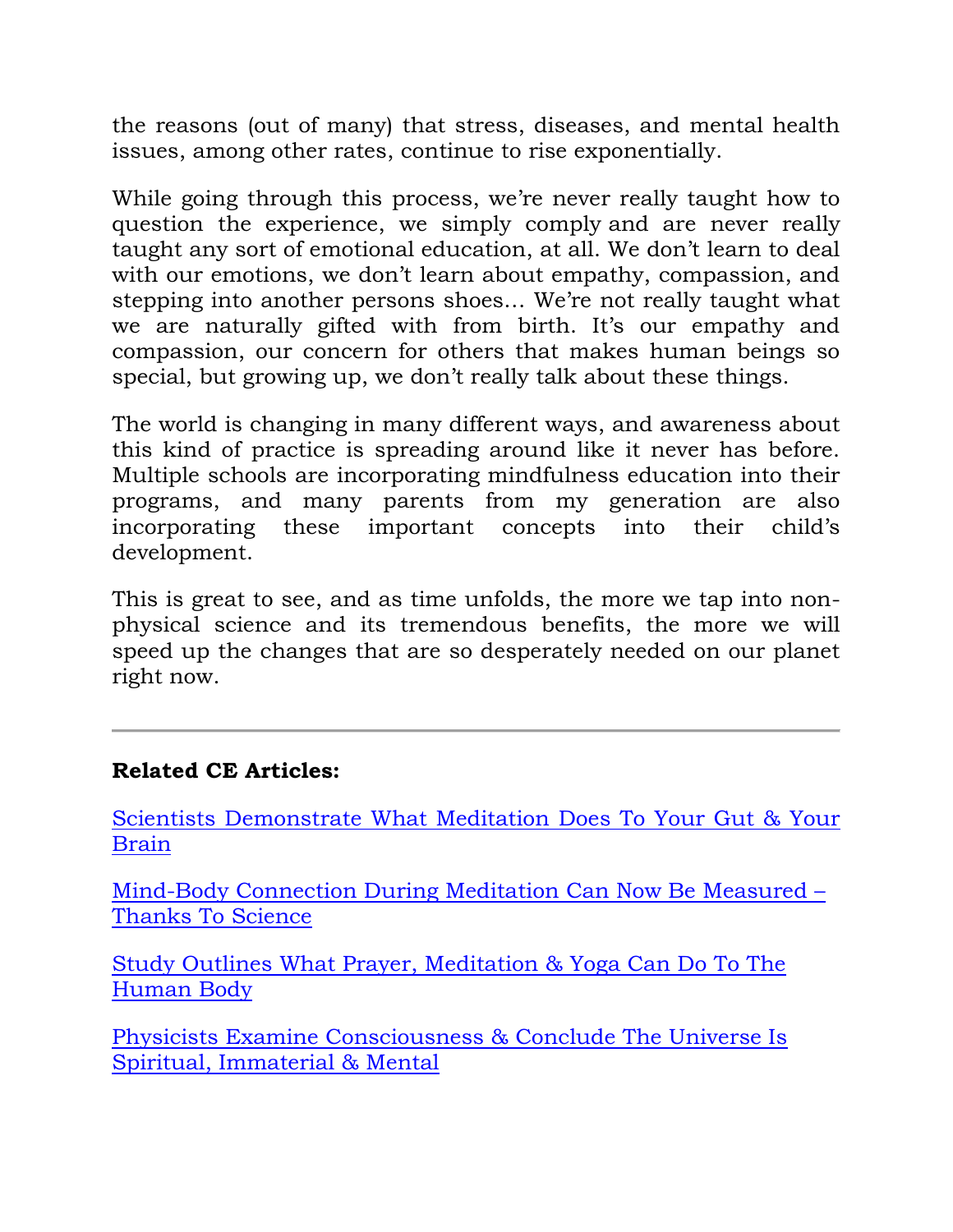the reasons (out of many) that stress, diseases, and mental health issues, among other rates, continue to rise exponentially.

While going through this process, we're never really taught how to question the experience, we simply comply and are never really taught any sort of emotional education, at all. We don't learn to deal with our emotions, we don't learn about empathy, compassion, and stepping into another persons shoes… We're not really taught what we are naturally gifted with from birth. It's our empathy and compassion, our concern for others that makes human beings so special, but growing up, we don't really talk about these things.

The world is changing in many different ways, and awareness about this kind of practice is spreading around like it never has before. Multiple schools are incorporating mindfulness education into their programs, and many parents from my generation are also incorporating these important concepts into their child's development.

This is great to see, and as time unfolds, the more we tap into non-physical science and its tremendous benefits, the more we will speed up the changes that are so desperately needed on our planet right now.

---

**Related CE Articles:**

Scientists Demonstrate What Meditation Does To Your Gut & Your Brain

Mind-Body Connection During Meditation Can Now Be Measured – Thanks To Science

Study Outlines What Prayer, Meditation & Yoga Can Do To The Human Body

Physicists Examine Consciousness & Conclude The Universe Is Spiritual, Immaterial & Mental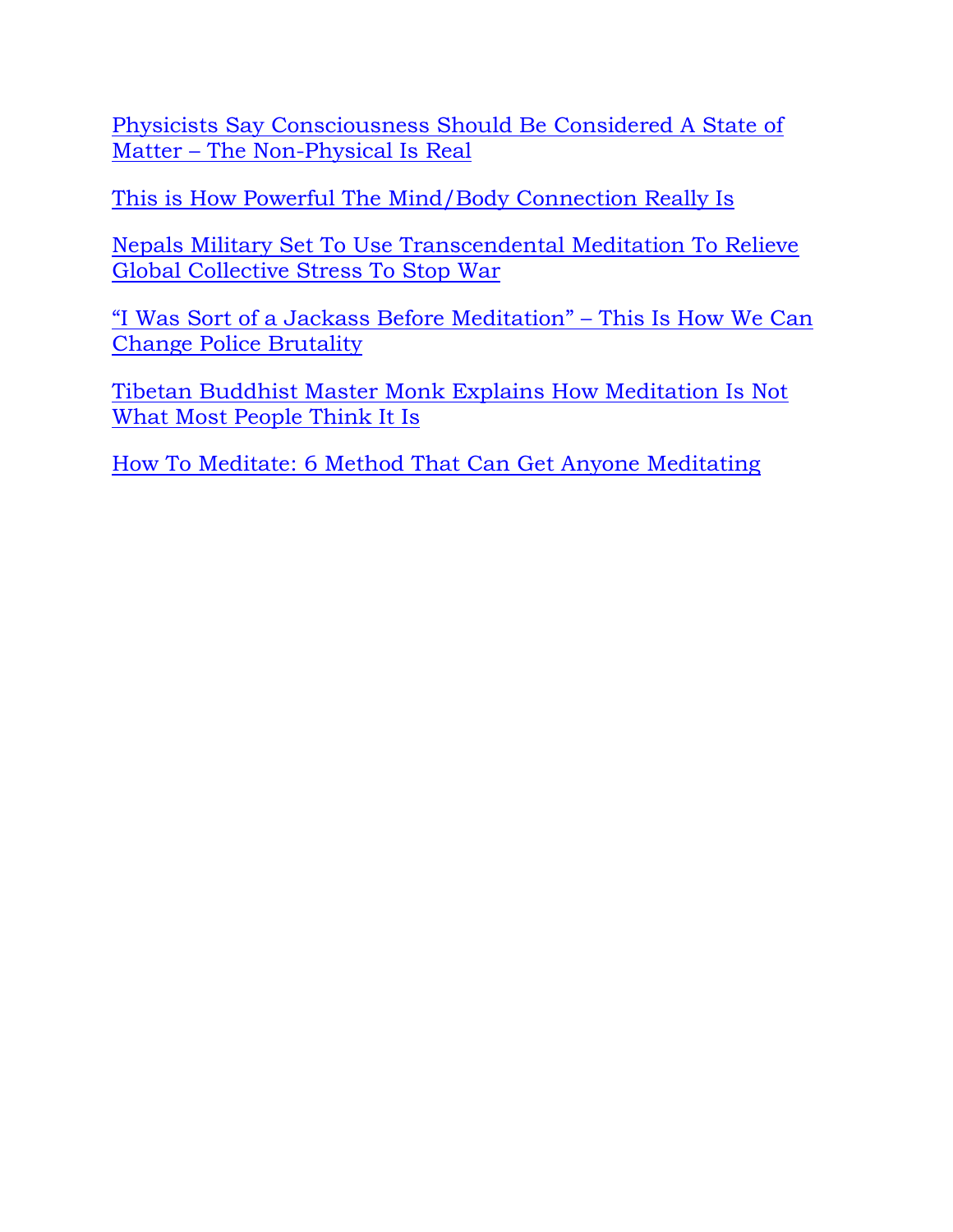Physicists Say Consciousness Should Be Considered A State of Matter – The Non-Physical Is Real

This is How Powerful The Mind/Body Connection Really Is

Nepals Military Set To Use Transcendental Meditation To Relieve Global Collective Stress To Stop War

"I Was Sort of a Jackass Before Meditation" – This Is How We Can Change Police Brutality

Tibetan Buddhist Master Monk Explains How Meditation Is Not What Most People Think It Is

How To Meditate: 6 Method That Can Get Anyone Meditating